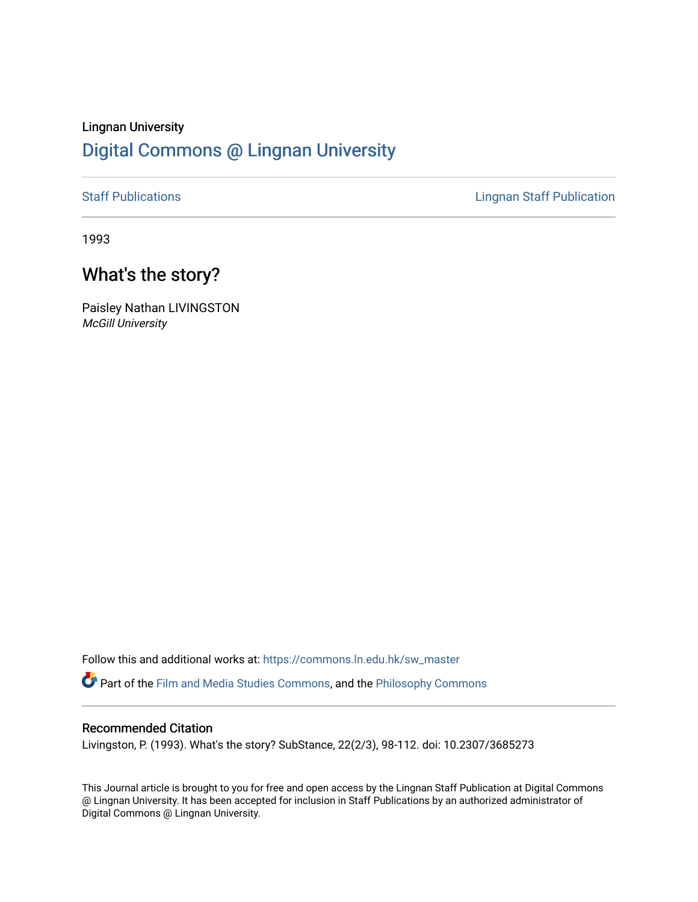Lingnan University

# Digital Commons @ Lingnan University

Staff Publications | Lingnan Staff Publication

1993

## What's the story?

Paisley Nathan LIVINGSTON
*McGill University*

Follow this and additional works at: https://commons.ln.edu.hk/sw_master

Part of the Film and Media Studies Commons, and the Philosophy Commons

### Recommended Citation

Livingston, P. (1993). What's the story? SubStance, 22(2/3), 98-112. doi: 10.2307/3685273

This Journal article is brought to you for free and open access by the Lingnan Staff Publication at Digital Commons @ Lingnan University. It has been accepted for inclusion in Staff Publications by an authorized administrator of Digital Commons @ Lingnan University.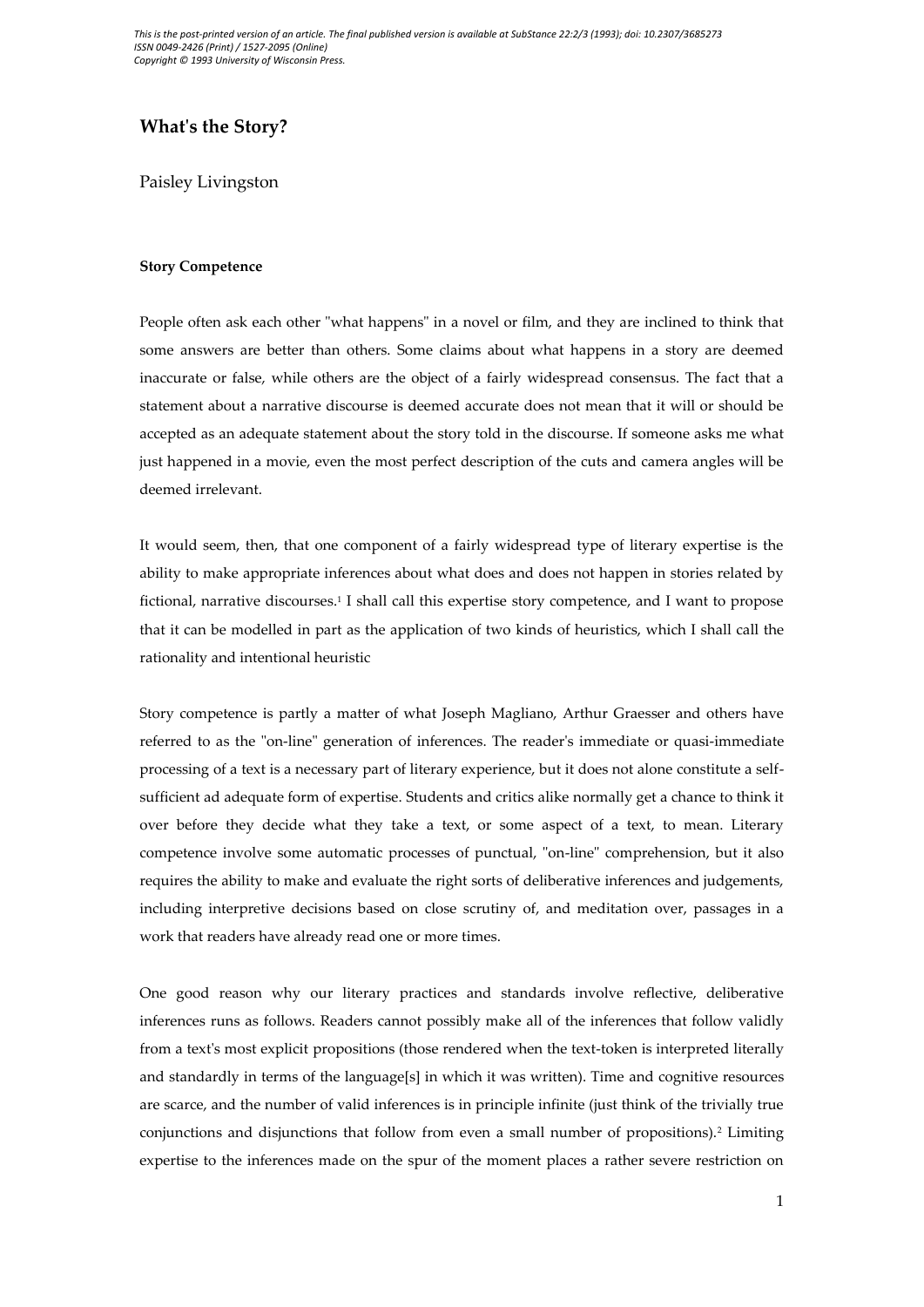This is the post-printed version of an article. The final published version is available at SubStance 22:2/3 (1993); doi: 10.2307/3685273
ISSN 0049-2426 (Print) / 1527-2095 (Online)
Copyright © 1993 University of Wisconsin Press.

# What's the Story?

Paisley Livingston

### Story Competence

People often ask each other "what happens" in a novel or film, and they are inclined to think that some answers are better than others. Some claims about what happens in a story are deemed inaccurate or false, while others are the object of a fairly widespread consensus. The fact that a statement about a narrative discourse is deemed accurate does not mean that it will or should be accepted as an adequate statement about the story told in the discourse. If someone asks me what just happened in a movie, even the most perfect description of the cuts and camera angles will be deemed irrelevant.

It would seem, then, that one component of a fairly widespread type of literary expertise is the ability to make appropriate inferences about what does and does not happen in stories related by fictional, narrative discourses.[1] I shall call this expertise story competence, and I want to propose that it can be modelled in part as the application of two kinds of heuristics, which I shall call the rationality and intentional heuristic

Story competence is partly a matter of what Joseph Magliano, Arthur Graesser and others have referred to as the "on-line" generation of inferences. The reader's immediate or quasi-immediate processing of a text is a necessary part of literary experience, but it does not alone constitute a self-sufficient ad adequate form of expertise. Students and critics alike normally get a chance to think it over before they decide what they take a text, or some aspect of a text, to mean. Literary competence involve some automatic processes of punctual, "on-line" comprehension, but it also requires the ability to make and evaluate the right sorts of deliberative inferences and judgements, including interpretive decisions based on close scrutiny of, and meditation over, passages in a work that readers have already read one or more times.

One good reason why our literary practices and standards involve reflective, deliberative inferences runs as follows. Readers cannot possibly make all of the inferences that follow validly from a text's most explicit propositions (those rendered when the text-token is interpreted literally and standardly in terms of the language[s] in which it was written). Time and cognitive resources are scarce, and the number of valid inferences is in principle infinite (just think of the trivially true conjunctions and disjunctions that follow from even a small number of propositions).[2] Limiting expertise to the inferences made on the spur of the moment places a rather severe restriction on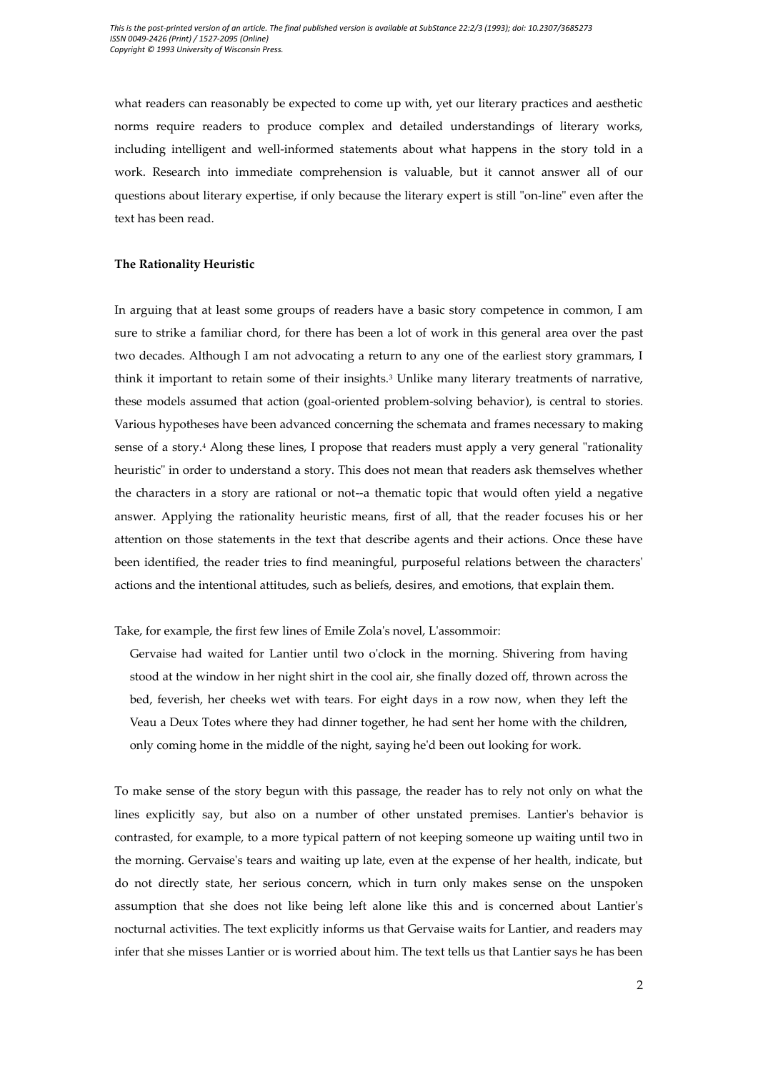what readers can reasonably be expected to come up with, yet our literary practices and aesthetic norms require readers to produce complex and detailed understandings of literary works, including intelligent and well-informed statements about what happens in the story told in a work. Research into immediate comprehension is valuable, but it cannot answer all of our questions about literary expertise, if only because the literary expert is still "on-line" even after the text has been read.

**The Rationality Heuristic**

In arguing that at least some groups of readers have a basic story competence in common, I am sure to strike a familiar chord, for there has been a lot of work in this general area over the past two decades. Although I am not advocating a return to any one of the earliest story grammars, I think it important to retain some of their insights.[3] Unlike many literary treatments of narrative, these models assumed that action (goal-oriented problem-solving behavior), is central to stories. Various hypotheses have been advanced concerning the schemata and frames necessary to making sense of a story.[4] Along these lines, I propose that readers must apply a very general "rationality heuristic" in order to understand a story. This does not mean that readers ask themselves whether the characters in a story are rational or not--a thematic topic that would often yield a negative answer. Applying the rationality heuristic means, first of all, that the reader focuses his or her attention on those statements in the text that describe agents and their actions. Once these have been identified, the reader tries to find meaningful, purposeful relations between the characters' actions and the intentional attitudes, such as beliefs, desires, and emotions, that explain them.

Take, for example, the first few lines of Emile Zola's novel, L'assommoir:

> Gervaise had waited for Lantier until two o'clock in the morning. Shivering from having stood at the window in her night shirt in the cool air, she finally dozed off, thrown across the bed, feverish, her cheeks wet with tears. For eight days in a row now, when they left the Veau a Deux Totes where they had dinner together, he had sent her home with the children, only coming home in the middle of the night, saying he'd been out looking for work.

To make sense of the story begun with this passage, the reader has to rely not only on what the lines explicitly say, but also on a number of other unstated premises. Lantier's behavior is contrasted, for example, to a more typical pattern of not keeping someone up waiting until two in the morning. Gervaise's tears and waiting up late, even at the expense of her health, indicate, but do not directly state, her serious concern, which in turn only makes sense on the unspoken assumption that she does not like being left alone like this and is concerned about Lantier's nocturnal activities. The text explicitly informs us that Gervaise waits for Lantier, and readers may infer that she misses Lantier or is worried about him. The text tells us that Lantier says he has been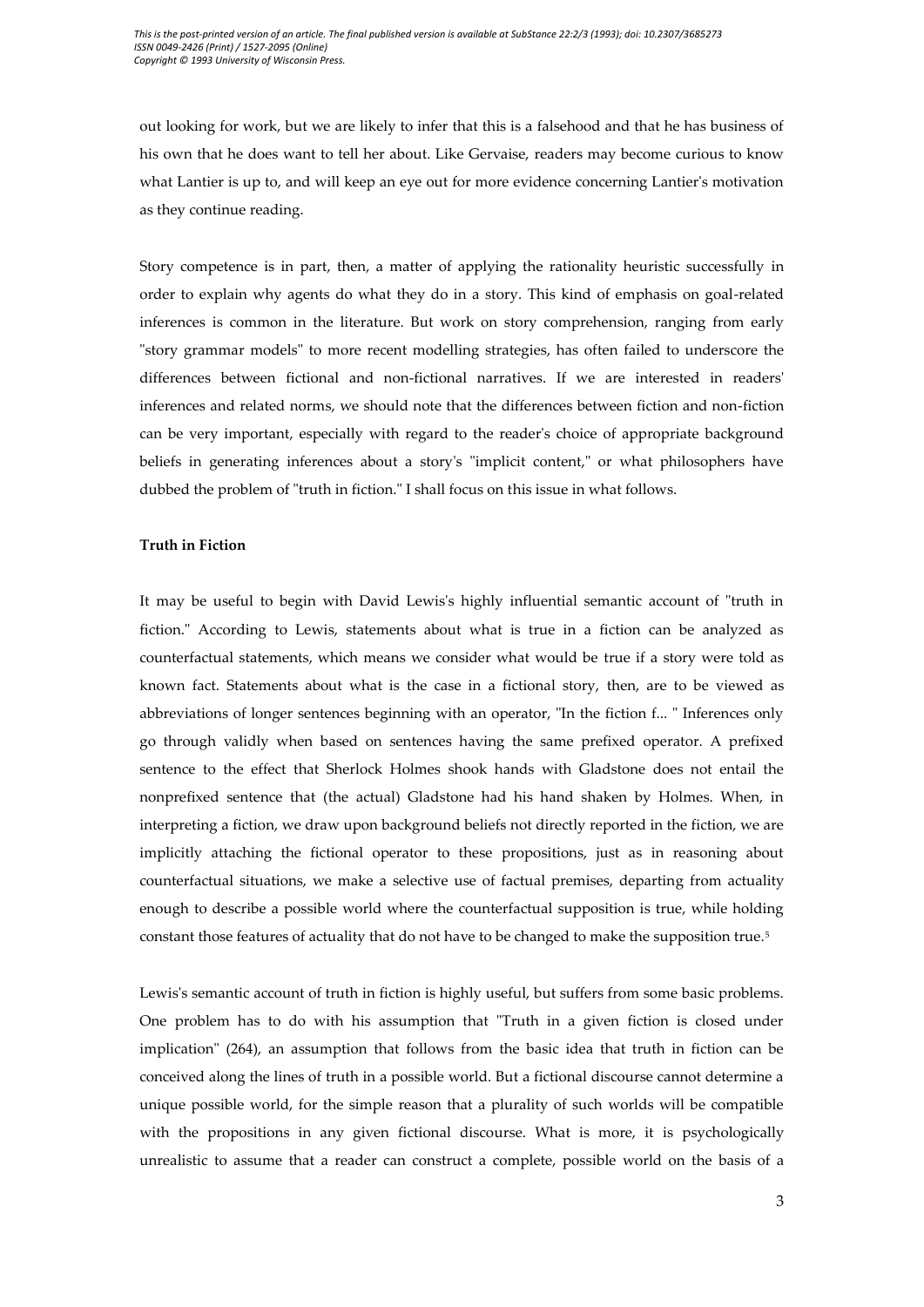out looking for work, but we are likely to infer that this is a falsehood and that he has business of his own that he does want to tell her about. Like Gervaise, readers may become curious to know what Lantier is up to, and will keep an eye out for more evidence concerning Lantier's motivation as they continue reading.

Story competence is in part, then, a matter of applying the rationality heuristic successfully in order to explain why agents do what they do in a story. This kind of emphasis on goal-related inferences is common in the literature. But work on story comprehension, ranging from early "story grammar models" to more recent modelling strategies, has often failed to underscore the differences between fictional and non-fictional narratives. If we are interested in readers' inferences and related norms, we should note that the differences between fiction and non-fiction can be very important, especially with regard to the reader's choice of appropriate background beliefs in generating inferences about a story's "implicit content," or what philosophers have dubbed the problem of "truth in fiction." I shall focus on this issue in what follows.

**Truth in Fiction**

It may be useful to begin with David Lewis's highly influential semantic account of "truth in fiction." According to Lewis, statements about what is true in a fiction can be analyzed as counterfactual statements, which means we consider what would be true if a story were told as known fact. Statements about what is the case in a fictional story, then, are to be viewed as abbreviations of longer sentences beginning with an operator, "In the fiction f... " Inferences only go through validly when based on sentences having the same prefixed operator. A prefixed sentence to the effect that Sherlock Holmes shook hands with Gladstone does not entail the nonprefixed sentence that (the actual) Gladstone had his hand shaken by Holmes. When, in interpreting a fiction, we draw upon background beliefs not directly reported in the fiction, we are implicitly attaching the fictional operator to these propositions, just as in reasoning about counterfactual situations, we make a selective use of factual premises, departing from actuality enough to describe a possible world where the counterfactual supposition is true, while holding constant those features of actuality that do not have to be changed to make the supposition true.[5]

Lewis's semantic account of truth in fiction is highly useful, but suffers from some basic problems. One problem has to do with his assumption that "Truth in a given fiction is closed under implication" (264), an assumption that follows from the basic idea that truth in fiction can be conceived along the lines of truth in a possible world. But a fictional discourse cannot determine a unique possible world, for the simple reason that a plurality of such worlds will be compatible with the propositions in any given fictional discourse. What is more, it is psychologically unrealistic to assume that a reader can construct a complete, possible world on the basis of a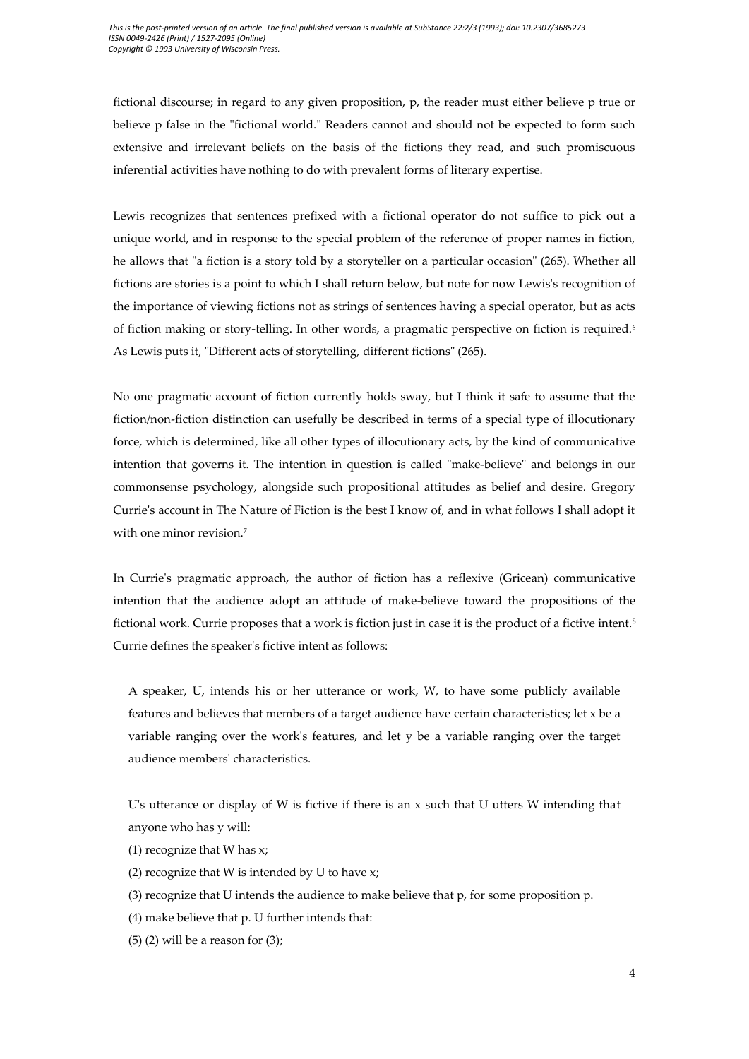fictional discourse; in regard to any given proposition, p, the reader must either believe p true or believe p false in the "fictional world." Readers cannot and should not be expected to form such extensive and irrelevant beliefs on the basis of the fictions they read, and such promiscuous inferential activities have nothing to do with prevalent forms of literary expertise.

Lewis recognizes that sentences prefixed with a fictional operator do not suffice to pick out a unique world, and in response to the special problem of the reference of proper names in fiction, he allows that "a fiction is a story told by a storyteller on a particular occasion" (265). Whether all fictions are stories is a point to which I shall return below, but note for now Lewis's recognition of the importance of viewing fictions not as strings of sentences having a special operator, but as acts of fiction making or story-telling. In other words, a pragmatic perspective on fiction is required.[6] As Lewis puts it, "Different acts of storytelling, different fictions" (265).

No one pragmatic account of fiction currently holds sway, but I think it safe to assume that the fiction/non-fiction distinction can usefully be described in terms of a special type of illocutionary force, which is determined, like all other types of illocutionary acts, by the kind of communicative intention that governs it. The intention in question is called "make-believe" and belongs in our commonsense psychology, alongside such propositional attitudes as belief and desire. Gregory Currie's account in The Nature of Fiction is the best I know of, and in what follows I shall adopt it with one minor revision.[7]

In Currie's pragmatic approach, the author of fiction has a reflexive (Gricean) communicative intention that the audience adopt an attitude of make-believe toward the propositions of the fictional work. Currie proposes that a work is fiction just in case it is the product of a fictive intent.[8] Currie defines the speaker's fictive intent as follows:

> A speaker, U, intends his or her utterance or work, W, to have some publicly available features and believes that members of a target audience have certain characteristics; let x be a variable ranging over the work's features, and let y be a variable ranging over the target audience members' characteristics.
>
> U's utterance or display of W is fictive if there is an x such that U utters W intending that anyone who has y will:
>
> (1) recognize that W has x;
> (2) recognize that W is intended by U to have x;
> (3) recognize that U intends the audience to make believe that p, for some proposition p.
> (4) make believe that p. U further intends that:
> (5) (2) will be a reason for (3);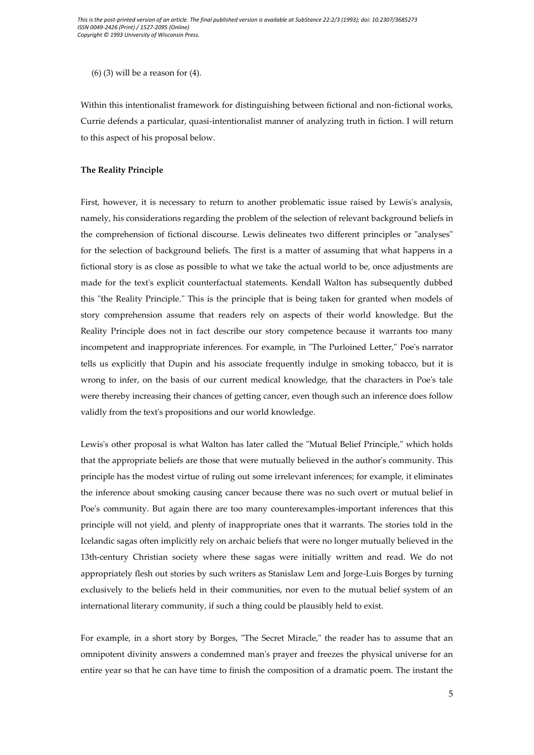(6) (3) will be a reason for (4).

Within this intentionalist framework for distinguishing between fictional and non-fictional works, Currie defends a particular, quasi-intentionalist manner of analyzing truth in fiction. I will return to this aspect of his proposal below.

**The Reality Principle**

First, however, it is necessary to return to another problematic issue raised by Lewis's analysis, namely, his considerations regarding the problem of the selection of relevant background beliefs in the comprehension of fictional discourse. Lewis delineates two different principles or "analyses" for the selection of background beliefs. The first is a matter of assuming that what happens in a fictional story is as close as possible to what we take the actual world to be, once adjustments are made for the text's explicit counterfactual statements. Kendall Walton has subsequently dubbed this "the Reality Principle." This is the principle that is being taken for granted when models of story comprehension assume that readers rely on aspects of their world knowledge. But the Reality Principle does not in fact describe our story competence because it warrants too many incompetent and inappropriate inferences. For example, in "The Purloined Letter," Poe's narrator tells us explicitly that Dupin and his associate frequently indulge in smoking tobacco, but it is wrong to infer, on the basis of our current medical knowledge, that the characters in Poe's tale were thereby increasing their chances of getting cancer, even though such an inference does follow validly from the text's propositions and our world knowledge.

Lewis's other proposal is what Walton has later called the "Mutual Belief Principle," which holds that the appropriate beliefs are those that were mutually believed in the author's community. This principle has the modest virtue of ruling out some irrelevant inferences; for example, it eliminates the inference about smoking causing cancer because there was no such overt or mutual belief in Poe's community. But again there are too many counterexamples-important inferences that this principle will not yield, and plenty of inappropriate ones that it warrants. The stories told in the Icelandic sagas often implicitly rely on archaic beliefs that were no longer mutually believed in the 13th-century Christian society where these sagas were initially written and read. We do not appropriately flesh out stories by such writers as Stanislaw Lem and Jorge-Luis Borges by turning exclusively to the beliefs held in their communities, nor even to the mutual belief system of an international literary community, if such a thing could be plausibly held to exist.

For example, in a short story by Borges, "The Secret Miracle," the reader has to assume that an omnipotent divinity answers a condemned man's prayer and freezes the physical universe for an entire year so that he can have time to finish the composition of a dramatic poem. The instant the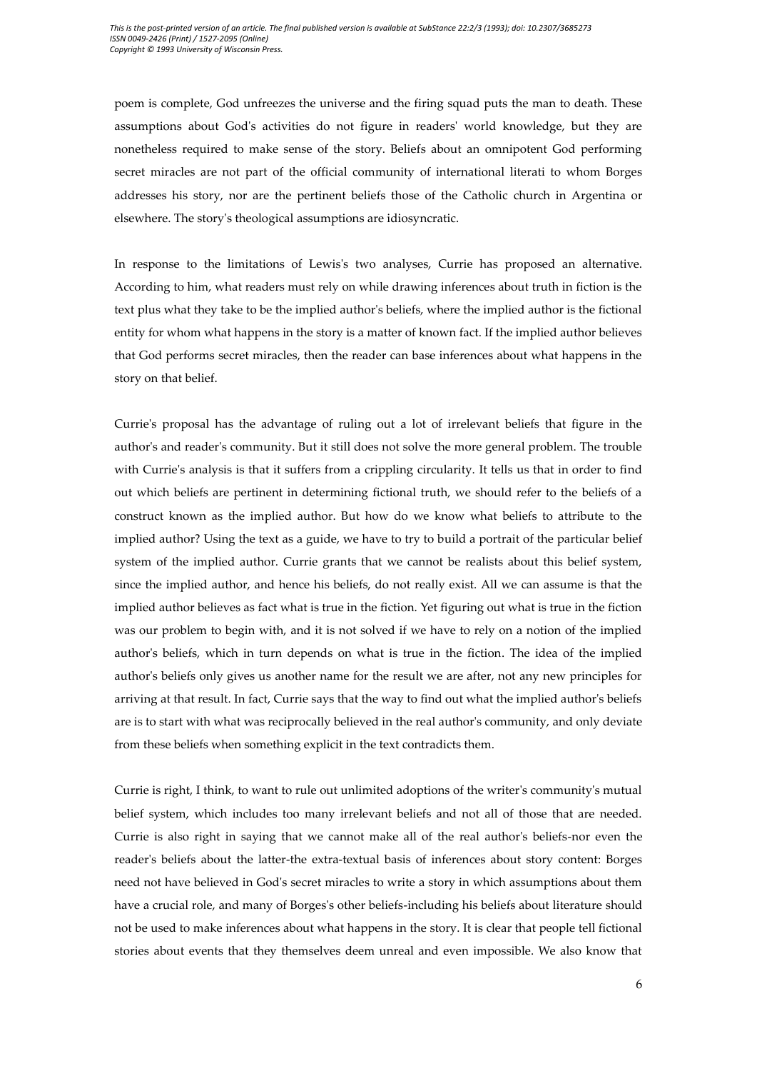poem is complete, God unfreezes the universe and the firing squad puts the man to death. These assumptions about God's activities do not figure in readers' world knowledge, but they are nonetheless required to make sense of the story. Beliefs about an omnipotent God performing secret miracles are not part of the official community of international literati to whom Borges addresses his story, nor are the pertinent beliefs those of the Catholic church in Argentina or elsewhere. The story's theological assumptions are idiosyncratic.

In response to the limitations of Lewis's two analyses, Currie has proposed an alternative. According to him, what readers must rely on while drawing inferences about truth in fiction is the text plus what they take to be the implied author's beliefs, where the implied author is the fictional entity for whom what happens in the story is a matter of known fact. If the implied author believes that God performs secret miracles, then the reader can base inferences about what happens in the story on that belief.

Currie's proposal has the advantage of ruling out a lot of irrelevant beliefs that figure in the author's and reader's community. But it still does not solve the more general problem. The trouble with Currie's analysis is that it suffers from a crippling circularity. It tells us that in order to find out which beliefs are pertinent in determining fictional truth, we should refer to the beliefs of a construct known as the implied author. But how do we know what beliefs to attribute to the implied author? Using the text as a guide, we have to try to build a portrait of the particular belief system of the implied author. Currie grants that we cannot be realists about this belief system, since the implied author, and hence his beliefs, do not really exist. All we can assume is that the implied author believes as fact what is true in the fiction. Yet figuring out what is true in the fiction was our problem to begin with, and it is not solved if we have to rely on a notion of the implied author's beliefs, which in turn depends on what is true in the fiction. The idea of the implied author's beliefs only gives us another name for the result we are after, not any new principles for arriving at that result. In fact, Currie says that the way to find out what the implied author's beliefs are is to start with what was reciprocally believed in the real author's community, and only deviate from these beliefs when something explicit in the text contradicts them.

Currie is right, I think, to want to rule out unlimited adoptions of the writer's community's mutual belief system, which includes too many irrelevant beliefs and not all of those that are needed. Currie is also right in saying that we cannot make all of the real author's beliefs-nor even the reader's beliefs about the latter-the extra-textual basis of inferences about story content: Borges need not have believed in God's secret miracles to write a story in which assumptions about them have a crucial role, and many of Borges's other beliefs-including his beliefs about literature should not be used to make inferences about what happens in the story. It is clear that people tell fictional stories about events that they themselves deem unreal and even impossible. We also know that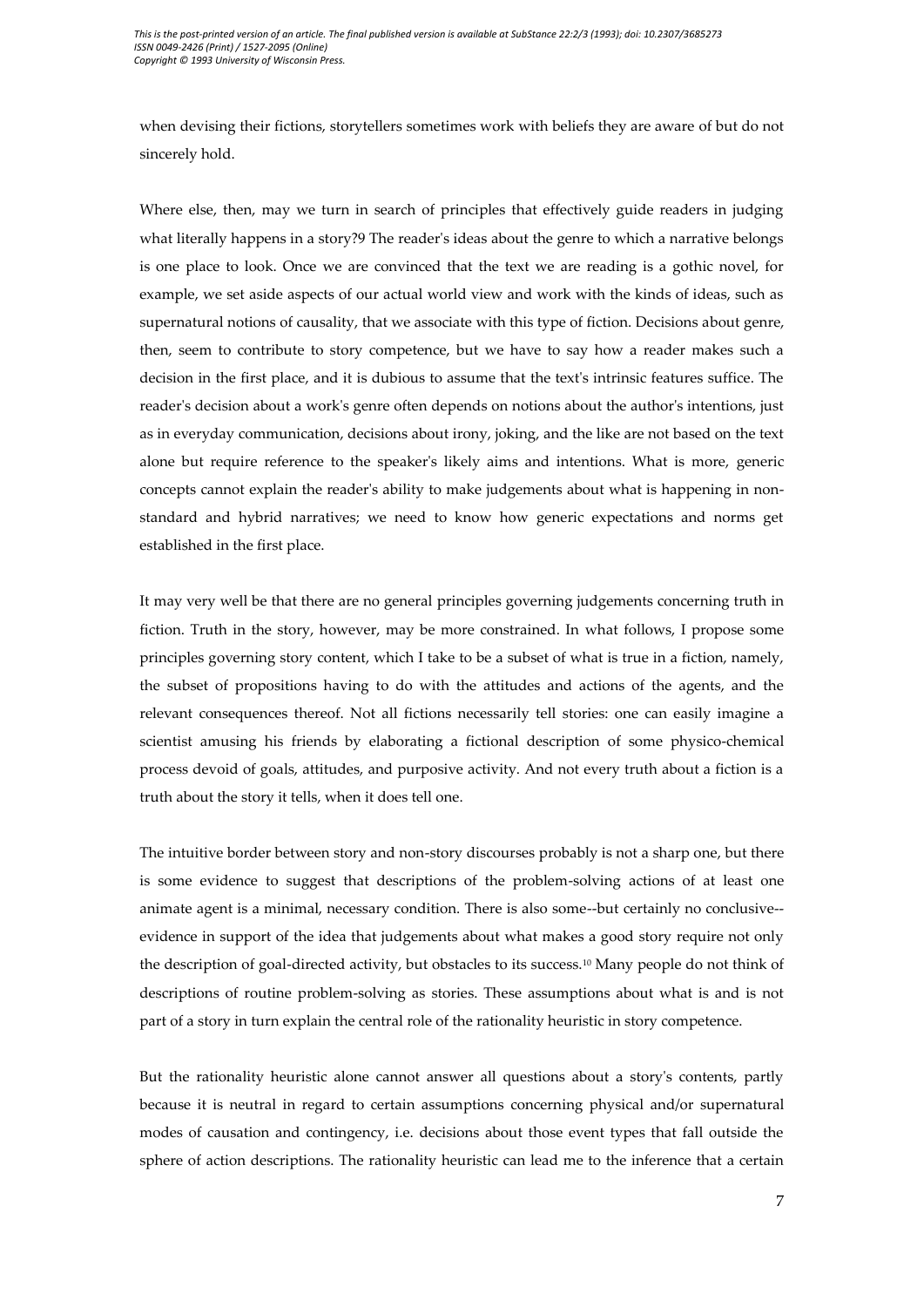when devising their fictions, storytellers sometimes work with beliefs they are aware of but do not sincerely hold.

Where else, then, may we turn in search of principles that effectively guide readers in judging what literally happens in a story?[9] The reader's ideas about the genre to which a narrative belongs is one place to look. Once we are convinced that the text we are reading is a gothic novel, for example, we set aside aspects of our actual world view and work with the kinds of ideas, such as supernatural notions of causality, that we associate with this type of fiction. Decisions about genre, then, seem to contribute to story competence, but we have to say how a reader makes such a decision in the first place, and it is dubious to assume that the text's intrinsic features suffice. The reader's decision about a work's genre often depends on notions about the author's intentions, just as in everyday communication, decisions about irony, joking, and the like are not based on the text alone but require reference to the speaker's likely aims and intentions. What is more, generic concepts cannot explain the reader's ability to make judgements about what is happening in non-standard and hybrid narratives; we need to know how generic expectations and norms get established in the first place.

It may very well be that there are no general principles governing judgements concerning truth in fiction. Truth in the story, however, may be more constrained. In what follows, I propose some principles governing story content, which I take to be a subset of what is true in a fiction, namely, the subset of propositions having to do with the attitudes and actions of the agents, and the relevant consequences thereof. Not all fictions necessarily tell stories: one can easily imagine a scientist amusing his friends by elaborating a fictional description of some physico-chemical process devoid of goals, attitudes, and purposive activity. And not every truth about a fiction is a truth about the story it tells, when it does tell one.

The intuitive border between story and non-story discourses probably is not a sharp one, but there is some evidence to suggest that descriptions of the problem-solving actions of at least one animate agent is a minimal, necessary condition. There is also some--but certainly no conclusive--evidence in support of the idea that judgements about what makes a good story require not only the description of goal-directed activity, but obstacles to its success.[10] Many people do not think of descriptions of routine problem-solving as stories. These assumptions about what is and is not part of a story in turn explain the central role of the rationality heuristic in story competence.

But the rationality heuristic alone cannot answer all questions about a story's contents, partly because it is neutral in regard to certain assumptions concerning physical and/or supernatural modes of causation and contingency, i.e. decisions about those event types that fall outside the sphere of action descriptions. The rationality heuristic can lead me to the inference that a certain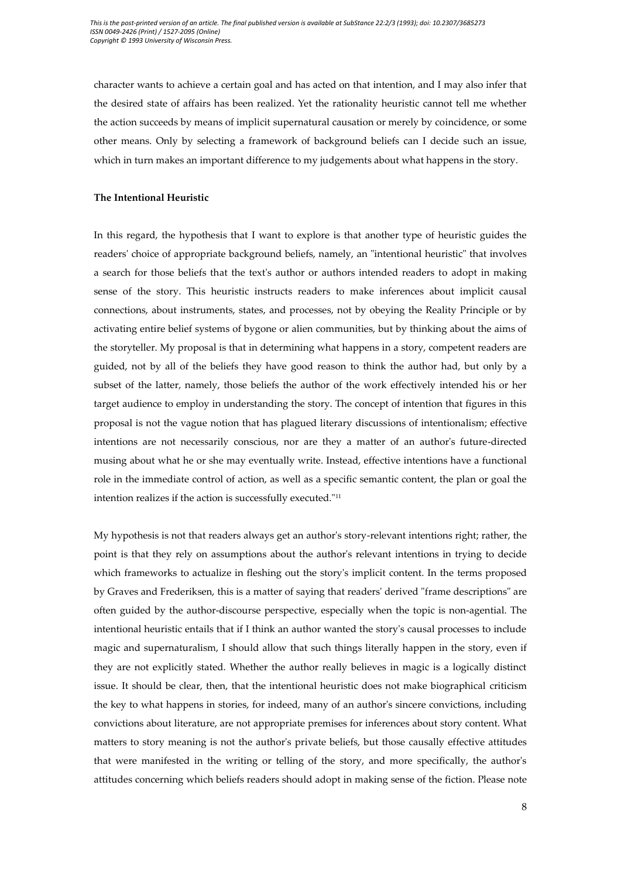character wants to achieve a certain goal and has acted on that intention, and I may also infer that the desired state of affairs has been realized. Yet the rationality heuristic cannot tell me whether the action succeeds by means of implicit supernatural causation or merely by coincidence, or some other means. Only by selecting a framework of background beliefs can I decide such an issue, which in turn makes an important difference to my judgements about what happens in the story.

**The Intentional Heuristic**

In this regard, the hypothesis that I want to explore is that another type of heuristic guides the readers' choice of appropriate background beliefs, namely, an "intentional heuristic" that involves a search for those beliefs that the text's author or authors intended readers to adopt in making sense of the story. This heuristic instructs readers to make inferences about implicit causal connections, about instruments, states, and processes, not by obeying the Reality Principle or by activating entire belief systems of bygone or alien communities, but by thinking about the aims of the storyteller. My proposal is that in determining what happens in a story, competent readers are guided, not by all of the beliefs they have good reason to think the author had, but only by a subset of the latter, namely, those beliefs the author of the work effectively intended his or her target audience to employ in understanding the story. The concept of intention that figures in this proposal is not the vague notion that has plagued literary discussions of intentionalism; effective intentions are not necessarily conscious, nor are they a matter of an author's future-directed musing about what he or she may eventually write. Instead, effective intentions have a functional role in the immediate control of action, as well as a specific semantic content, the plan or goal the intention realizes if the action is successfully executed."[11]

My hypothesis is not that readers always get an author's story-relevant intentions right; rather, the point is that they rely on assumptions about the author's relevant intentions in trying to decide which frameworks to actualize in fleshing out the story's implicit content. In the terms proposed by Graves and Frederiksen, this is a matter of saying that readers' derived "frame descriptions" are often guided by the author-discourse perspective, especially when the topic is non-agential. The intentional heuristic entails that if I think an author wanted the story's causal processes to include magic and supernaturalism, I should allow that such things literally happen in the story, even if they are not explicitly stated. Whether the author really believes in magic is a logically distinct issue. It should be clear, then, that the intentional heuristic does not make biographical criticism the key to what happens in stories, for indeed, many of an author's sincere convictions, including convictions about literature, are not appropriate premises for inferences about story content. What matters to story meaning is not the author's private beliefs, but those causally effective attitudes that were manifested in the writing or telling of the story, and more specifically, the author's attitudes concerning which beliefs readers should adopt in making sense of the fiction. Please note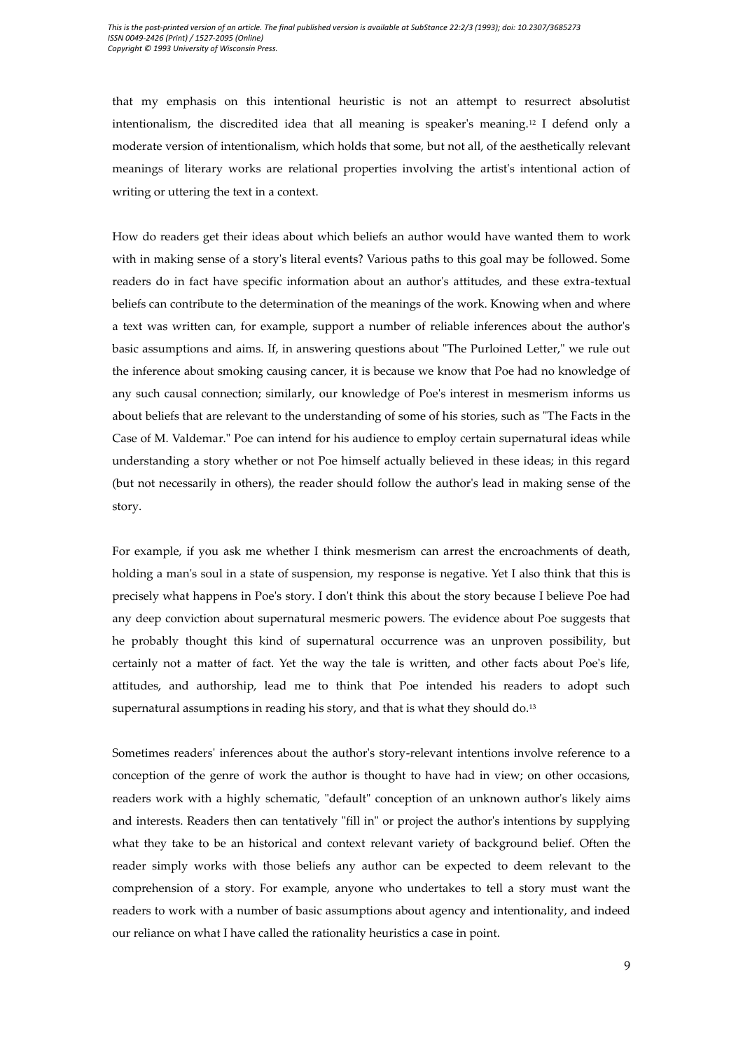that my emphasis on this intentional heuristic is not an attempt to resurrect absolutist intentionalism, the discredited idea that all meaning is speaker's meaning.[12] I defend only a moderate version of intentionalism, which holds that some, but not all, of the aesthetically relevant meanings of literary works are relational properties involving the artist's intentional action of writing or uttering the text in a context.

How do readers get their ideas about which beliefs an author would have wanted them to work with in making sense of a story's literal events? Various paths to this goal may be followed. Some readers do in fact have specific information about an author's attitudes, and these extra-textual beliefs can contribute to the determination of the meanings of the work. Knowing when and where a text was written can, for example, support a number of reliable inferences about the author's basic assumptions and aims. If, in answering questions about "The Purloined Letter," we rule out the inference about smoking causing cancer, it is because we know that Poe had no knowledge of any such causal connection; similarly, our knowledge of Poe's interest in mesmerism informs us about beliefs that are relevant to the understanding of some of his stories, such as "The Facts in the Case of M. Valdemar." Poe can intend for his audience to employ certain supernatural ideas while understanding a story whether or not Poe himself actually believed in these ideas; in this regard (but not necessarily in others), the reader should follow the author's lead in making sense of the story.

For example, if you ask me whether I think mesmerism can arrest the encroachments of death, holding a man's soul in a state of suspension, my response is negative. Yet I also think that this is precisely what happens in Poe's story. I don't think this about the story because I believe Poe had any deep conviction about supernatural mesmeric powers. The evidence about Poe suggests that he probably thought this kind of supernatural occurrence was an unproven possibility, but certainly not a matter of fact. Yet the way the tale is written, and other facts about Poe's life, attitudes, and authorship, lead me to think that Poe intended his readers to adopt such supernatural assumptions in reading his story, and that is what they should do.[13]

Sometimes readers' inferences about the author's story-relevant intentions involve reference to a conception of the genre of work the author is thought to have had in view; on other occasions, readers work with a highly schematic, "default" conception of an unknown author's likely aims and interests. Readers then can tentatively "fill in" or project the author's intentions by supplying what they take to be an historical and context relevant variety of background belief. Often the reader simply works with those beliefs any author can be expected to deem relevant to the comprehension of a story. For example, anyone who undertakes to tell a story must want the readers to work with a number of basic assumptions about agency and intentionality, and indeed our reliance on what I have called the rationality heuristics a case in point.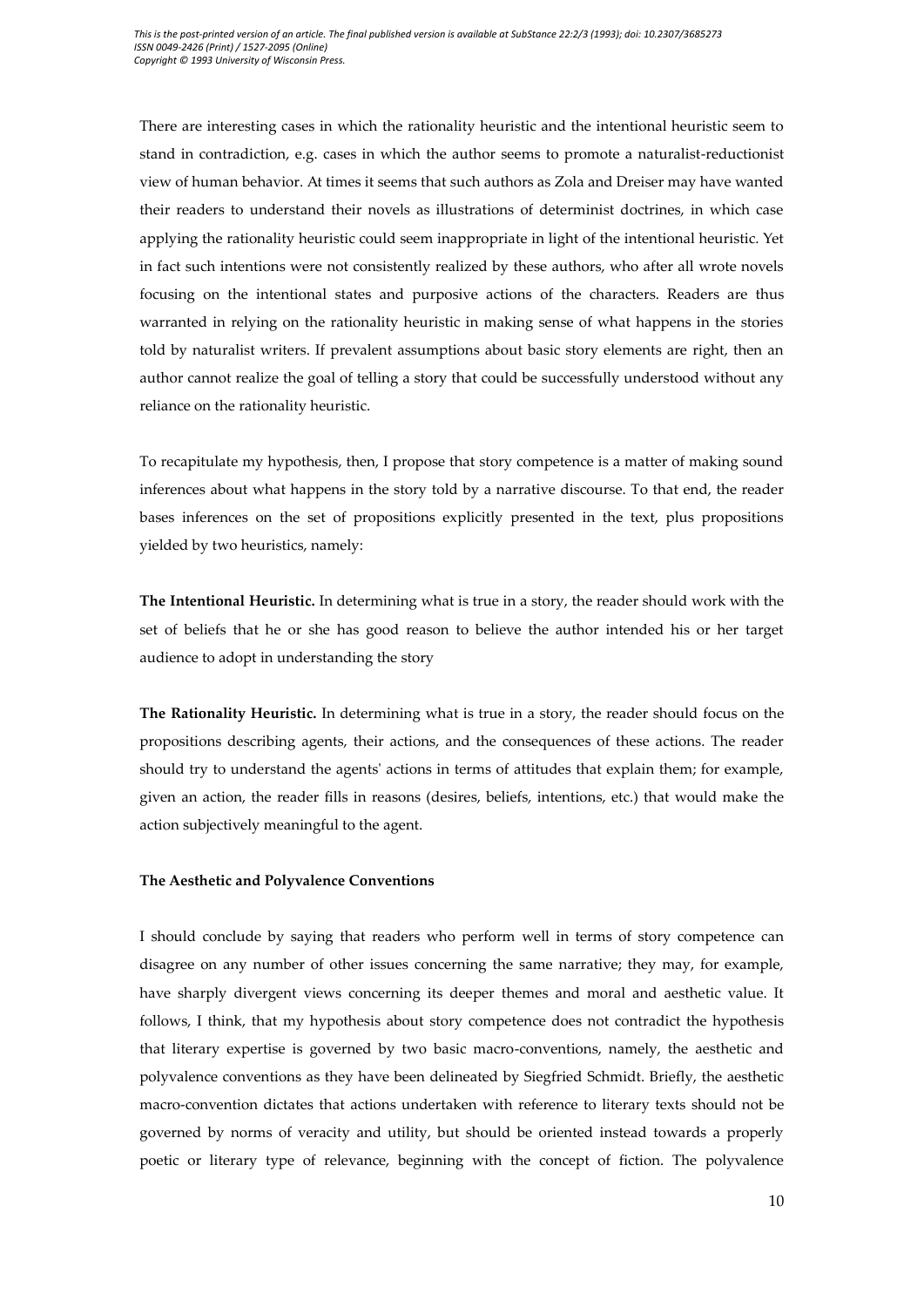There are interesting cases in which the rationality heuristic and the intentional heuristic seem to stand in contradiction, e.g. cases in which the author seems to promote a naturalist-reductionist view of human behavior. At times it seems that such authors as Zola and Dreiser may have wanted their readers to understand their novels as illustrations of determinist doctrines, in which case applying the rationality heuristic could seem inappropriate in light of the intentional heuristic. Yet in fact such intentions were not consistently realized by these authors, who after all wrote novels focusing on the intentional states and purposive actions of the characters. Readers are thus warranted in relying on the rationality heuristic in making sense of what happens in the stories told by naturalist writers. If prevalent assumptions about basic story elements are right, then an author cannot realize the goal of telling a story that could be successfully understood without any reliance on the rationality heuristic.

To recapitulate my hypothesis, then, I propose that story competence is a matter of making sound inferences about what happens in the story told by a narrative discourse. To that end, the reader bases inferences on the set of propositions explicitly presented in the text, plus propositions yielded by two heuristics, namely:

**The Intentional Heuristic.** In determining what is true in a story, the reader should work with the set of beliefs that he or she has good reason to believe the author intended his or her target audience to adopt in understanding the story

**The Rationality Heuristic.** In determining what is true in a story, the reader should focus on the propositions describing agents, their actions, and the consequences of these actions. The reader should try to understand the agents' actions in terms of attitudes that explain them; for example, given an action, the reader fills in reasons (desires, beliefs, intentions, etc.) that would make the action subjectively meaningful to the agent.

### The Aesthetic and Polyvalence Conventions

I should conclude by saying that readers who perform well in terms of story competence can disagree on any number of other issues concerning the same narrative; they may, for example, have sharply divergent views concerning its deeper themes and moral and aesthetic value. It follows, I think, that my hypothesis about story competence does not contradict the hypothesis that literary expertise is governed by two basic macro-conventions, namely, the aesthetic and polyvalence conventions as they have been delineated by Siegfried Schmidt. Briefly, the aesthetic macro-convention dictates that actions undertaken with reference to literary texts should not be governed by norms of veracity and utility, but should be oriented instead towards a properly poetic or literary type of relevance, beginning with the concept of fiction. The polyvalence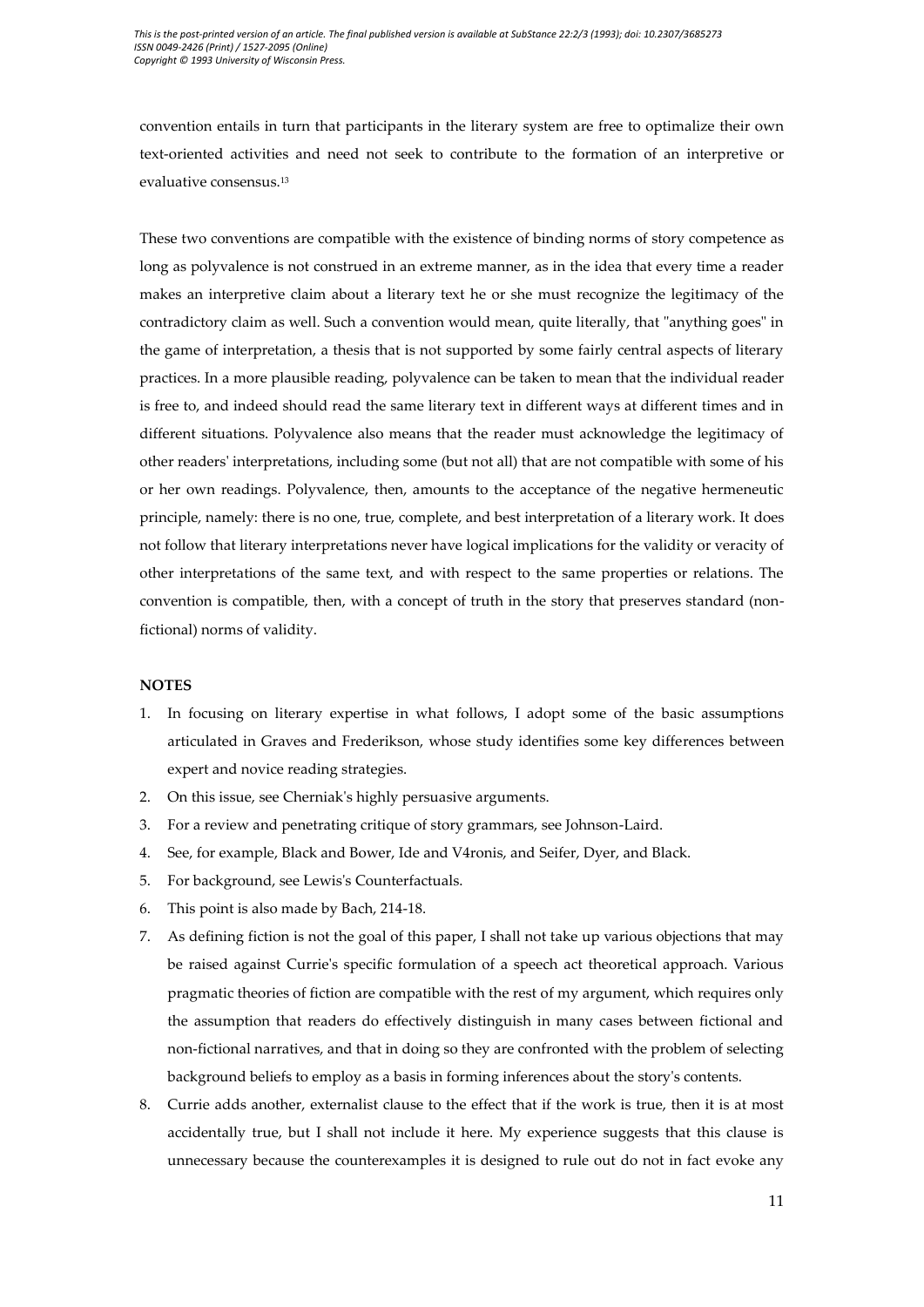convention entails in turn that participants in the literary system are free to optimalize their own text-oriented activities and need not seek to contribute to the formation of an interpretive or evaluative consensus.[13]

These two conventions are compatible with the existence of binding norms of story competence as long as polyvalence is not construed in an extreme manner, as in the idea that every time a reader makes an interpretive claim about a literary text he or she must recognize the legitimacy of the contradictory claim as well. Such a convention would mean, quite literally, that "anything goes" in the game of interpretation, a thesis that is not supported by some fairly central aspects of literary practices. In a more plausible reading, polyvalence can be taken to mean that the individual reader is free to, and indeed should read the same literary text in different ways at different times and in different situations. Polyvalence also means that the reader must acknowledge the legitimacy of other readers' interpretations, including some (but not all) that are not compatible with some of his or her own readings. Polyvalence, then, amounts to the acceptance of the negative hermeneutic principle, namely: there is no one, true, complete, and best interpretation of a literary work. It does not follow that literary interpretations never have logical implications for the validity or veracity of other interpretations of the same text, and with respect to the same properties or relations. The convention is compatible, then, with a concept of truth in the story that preserves standard (non-fictional) norms of validity.

## NOTES

1. In focusing on literary expertise in what follows, I adopt some of the basic assumptions articulated in Graves and Frederikson, whose study identifies some key differences between expert and novice reading strategies.
2. On this issue, see Cherniak's highly persuasive arguments.
3. For a review and penetrating critique of story grammars, see Johnson-Laird.
4. See, for example, Black and Bower, Ide and V4ronis, and Seifer, Dyer, and Black.
5. For background, see Lewis's Counterfactuals.
6. This point is also made by Bach, 214-18.
7. As defining fiction is not the goal of this paper, I shall not take up various objections that may be raised against Currie's specific formulation of a speech act theoretical approach. Various pragmatic theories of fiction are compatible with the rest of my argument, which requires only the assumption that readers do effectively distinguish in many cases between fictional and non-fictional narratives, and that in doing so they are confronted with the problem of selecting background beliefs to employ as a basis in forming inferences about the story's contents.
8. Currie adds another, externalist clause to the effect that if the work is true, then it is at most accidentally true, but I shall not include it here. My experience suggests that this clause is unnecessary because the counterexamples it is designed to rule out do not in fact evoke any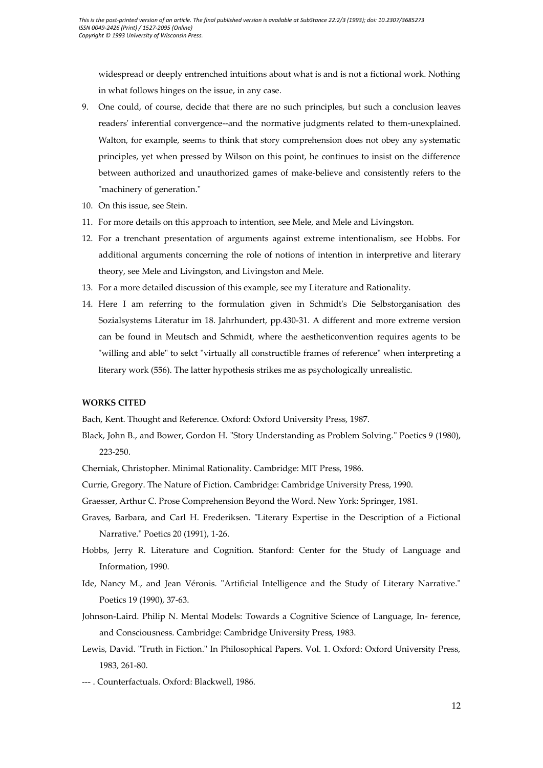widespread or deeply entrenched intuitions about what is and is not a fictional work. Nothing in what follows hinges on the issue, in any case.

9. One could, of course, decide that there are no such principles, but such a conclusion leaves readers' inferential convergence--and the normative judgments related to them-unexplained. Walton, for example, seems to think that story comprehension does not obey any systematic principles, yet when pressed by Wilson on this point, he continues to insist on the difference between authorized and unauthorized games of make-believe and consistently refers to the "machinery of generation."
10. On this issue, see Stein.
11. For more details on this approach to intention, see Mele, and Mele and Livingston.
12. For a trenchant presentation of arguments against extreme intentionalism, see Hobbs. For additional arguments concerning the role of notions of intention in interpretive and literary theory, see Mele and Livingston, and Livingston and Mele.
13. For a more detailed discussion of this example, see my Literature and Rationality.
14. Here I am referring to the formulation given in Schmidt's Die Selbstorganisation des Sozialsystems Literatur im 18. Jahrhundert, pp.430-31. A different and more extreme version can be found in Meutsch and Schmidt, where the aestheticonvention requires agents to be "willing and able" to selct "virtually all constructible frames of reference" when interpreting a literary work (556). The latter hypothesis strikes me as psychologically unrealistic.

**WORKS CITED**

Bach, Kent. Thought and Reference. Oxford: Oxford University Press, 1987.

Black, John B., and Bower, Gordon H. "Story Understanding as Problem Solving." Poetics 9 (1980), 223-250.

Cherniak, Christopher. Minimal Rationality. Cambridge: MIT Press, 1986.

Currie, Gregory. The Nature of Fiction. Cambridge: Cambridge University Press, 1990.

Graesser, Arthur C. Prose Comprehension Beyond the Word. New York: Springer, 1981.

Graves, Barbara, and Carl H. Frederiksen. "Literary Expertise in the Description of a Fictional Narrative." Poetics 20 (1991), 1-26.

Hobbs, Jerry R. Literature and Cognition. Stanford: Center for the Study of Language and Information, 1990.

Ide, Nancy M., and Jean Véronis. "Artificial Intelligence and the Study of Literary Narrative." Poetics 19 (1990), 37-63.

Johnson-Laird. Philip N. Mental Models: Towards a Cognitive Science of Language, In- ference, and Consciousness. Cambridge: Cambridge University Press, 1983.

Lewis, David. "Truth in Fiction." In Philosophical Papers. Vol. 1. Oxford: Oxford University Press, 1983, 261-80.

--- . Counterfactuals. Oxford: Blackwell, 1986.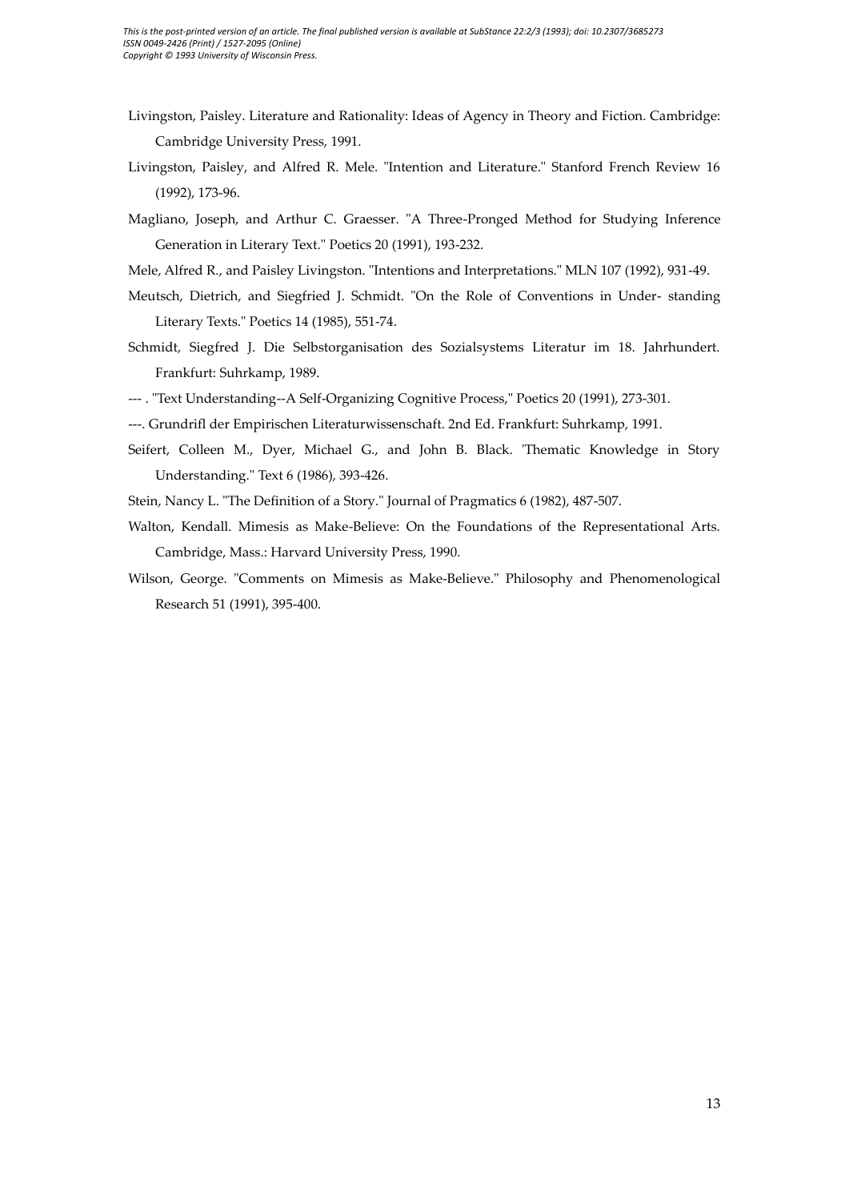Livingston, Paisley. Literature and Rationality: Ideas of Agency in Theory and Fiction. Cambridge: Cambridge University Press, 1991.

Livingston, Paisley, and Alfred R. Mele. "Intention and Literature." Stanford French Review 16 (1992), 173-96.

Magliano, Joseph, and Arthur C. Graesser. "A Three-Pronged Method for Studying Inference Generation in Literary Text." Poetics 20 (1991), 193-232.

Mele, Alfred R., and Paisley Livingston. "Intentions and Interpretations." MLN 107 (1992), 931-49.

Meutsch, Dietrich, and Siegfried J. Schmidt. "On the Role of Conventions in Under- standing Literary Texts." Poetics 14 (1985), 551-74.

Schmidt, Siegfred J. Die Selbstorganisation des Sozialsystems Literatur im 18. Jahrhundert. Frankfurt: Suhrkamp, 1989.

--- . "Text Understanding--A Self-Organizing Cognitive Process," Poetics 20 (1991), 273-301.

---. Grundrifl der Empirischen Literaturwissenschaft. 2nd Ed. Frankfurt: Suhrkamp, 1991.

Seifert, Colleen M., Dyer, Michael G., and John B. Black. 'Thematic Knowledge in Story Understanding." Text 6 (1986), 393-426.

Stein, Nancy L. "The Definition of a Story." Journal of Pragmatics 6 (1982), 487-507.

Walton, Kendall. Mimesis as Make-Believe: On the Foundations of the Representational Arts. Cambridge, Mass.: Harvard University Press, 1990.

Wilson, George. "Comments on Mimesis as Make-Believe." Philosophy and Phenomenological Research 51 (1991), 395-400.